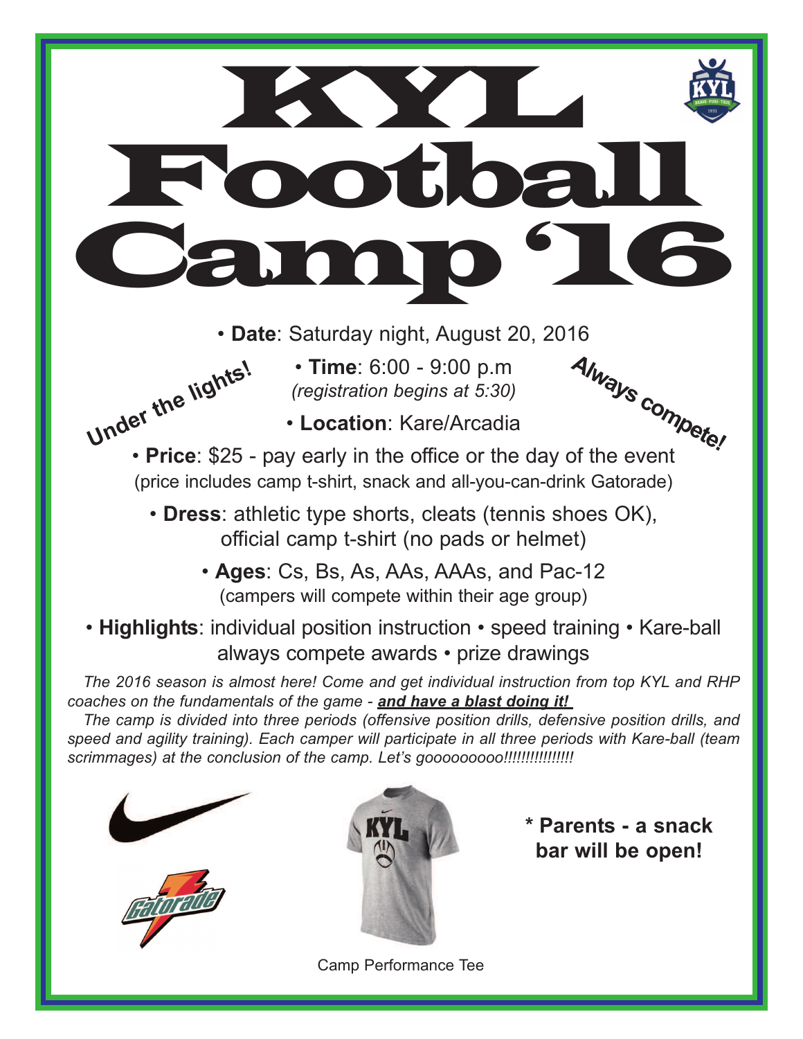# KYL Football Camp '16

Under the lights!

Always compete!

- **Date**: Saturday night, August 20, 2016
- **Time**: 6:00 - 9:00 p.m *(registration begins at 5:30)*
- **Location**: Kare/Arcadia
- **Price**: $25 - pay early in the office or the day of the event (price includes camp t-shirt, snack and all-you-can-drink Gatorade)
- **Dress**: athletic type shorts, cleats (tennis shoes OK), official camp t-shirt (no pads or helmet)
- **Ages**: Cs, Bs, As, AAs, AAAs, and Pac-12 (campers will compete within their age group)
- **Highlights**: individual position instruction • speed training • Kare-ball always compete awards • prize drawings

*The 2016 season is almost here! Come and get individual instruction from top KYL and RHP coaches on the fundamentals of the game -* ***and have a blast doing it!***

*The camp is divided into three periods (offensive position drills, defensive position drills, and speed and agility training). Each camper will participate in all three periods with Kare-ball (team scrimmages) at the conclusion of the camp. Let's gooooooooo!!!!!!!!!!!!!!!*

Camp Performance Tee

**\* Parents - a snack bar will be open!**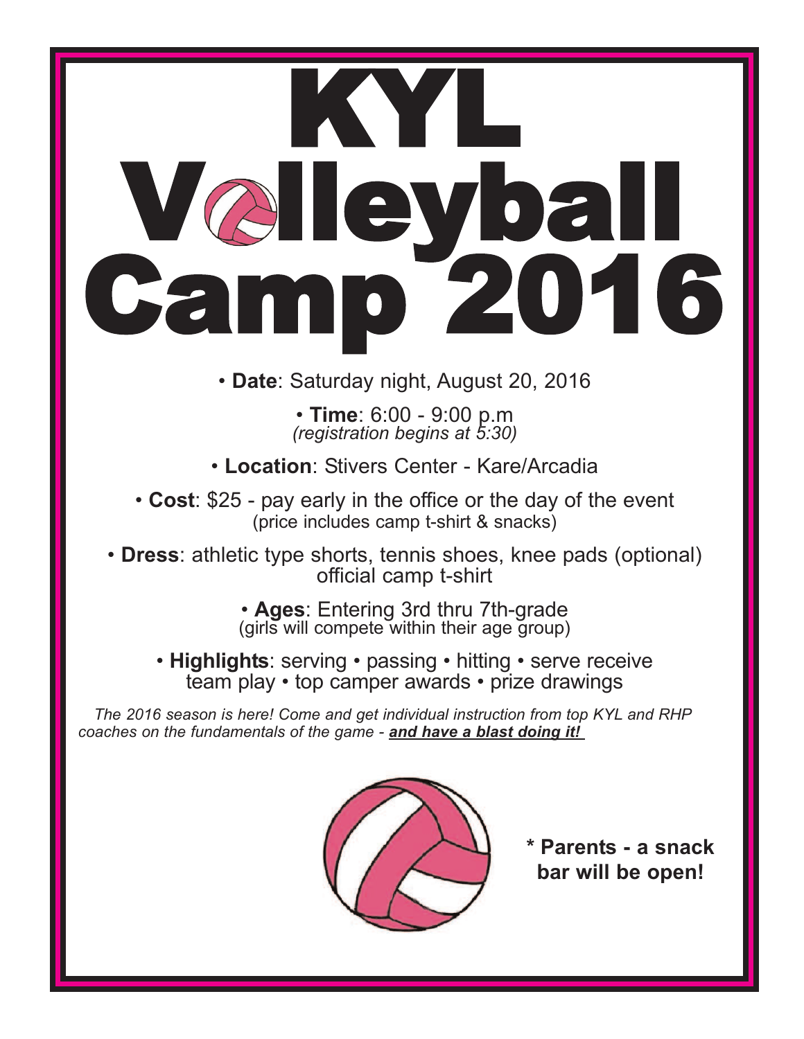# KYL Volleyball Camp 2016

- **Date**: Saturday night, August 20, 2016
- **Time**: 6:00 - 9:00 p.m
  *(registration begins at 5:30)*
- **Location**: Stivers Center - Kare/Arcadia
- **Cost**: $25 - pay early in the office or the day of the event
  (price includes camp t-shirt & snacks)
- **Dress**: athletic type shorts, tennis shoes, knee pads (optional)
  official camp t-shirt
- **Ages**: Entering 3rd thru 7th-grade
  (girls will compete within their age group)
- **Highlights**: serving • passing • hitting • serve receive
  team play • top camper awards • prize drawings

*The 2016 season is here! Come and get individual instruction from top KYL and RHP coaches on the fundamentals of the game - **and have a blast doing it!***

**\* Parents - a snack bar will be open!**